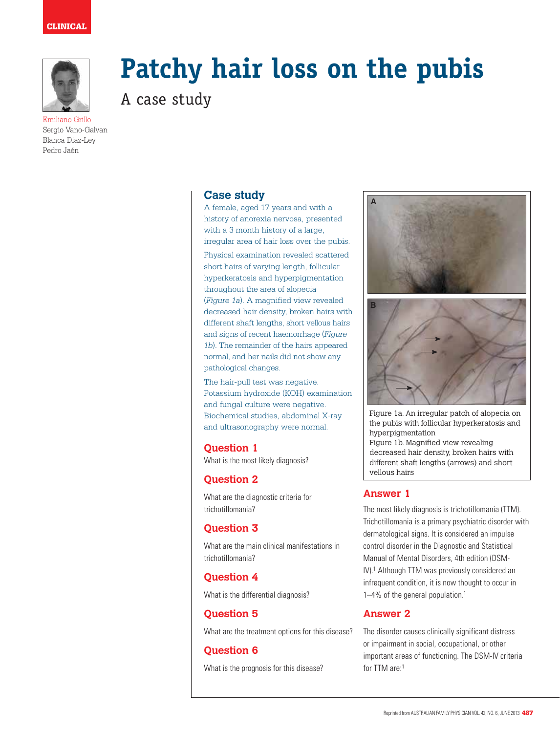CLINICAL

# Patchy hair loss on the pubis

## A case study

Emiliano Grillo
Sergio Vano-Galvan
Blanca Diaz-Ley
Pedro Jaén

## Case study

A female, aged 17 years and with a history of anorexia nervosa, presented with a 3 month history of a large, irregular area of hair loss over the pubis.

Physical examination revealed scattered short hairs of varying length, follicular hyperkeratosis and hyperpigmentation throughout the area of alopecia (*Figure 1a*). A magnified view revealed decreased hair density, broken hairs with different shaft lengths, short vellous hairs and signs of recent haemorrhage (*Figure 1b*). The remainder of the hairs appeared normal, and her nails did not show any pathological changes.

The hair-pull test was negative. Potassium hydroxide (KOH) examination and fungal culture were negative. Biochemical studies, abdominal X-ray and ultrasonography were normal.

## Question 1

What is the most likely diagnosis?

## Question 2

What are the diagnostic criteria for trichotillomania?

## Question 3

What are the main clinical manifestations in trichotillomania?

## Question 4

What is the differential diagnosis?

## Question 5

What are the treatment options for this disease?

## Question 6

What is the prognosis for this disease?

Figure 1a. An irregular patch of alopecia on the pubis with follicular hyperkeratosis and hyperpigmentation
Figure 1b. Magnified view revealing decreased hair density, broken hairs with different shaft lengths (arrows) and short vellous hairs

## Answer 1

The most likely diagnosis is trichotillomania (TTM). Trichotillomania is a primary psychiatric disorder with dermatological signs. It is considered an impulse control disorder in the Diagnostic and Statistical Manual of Mental Disorders, 4th edition (DSM-IV).[1] Although TTM was previously considered an infrequent condition, it is now thought to occur in 1–4% of the general population.[1]

## Answer 2

The disorder causes clinically significant distress or impairment in social, occupational, or other important areas of functioning. The DSM-IV criteria for TTM are:[1]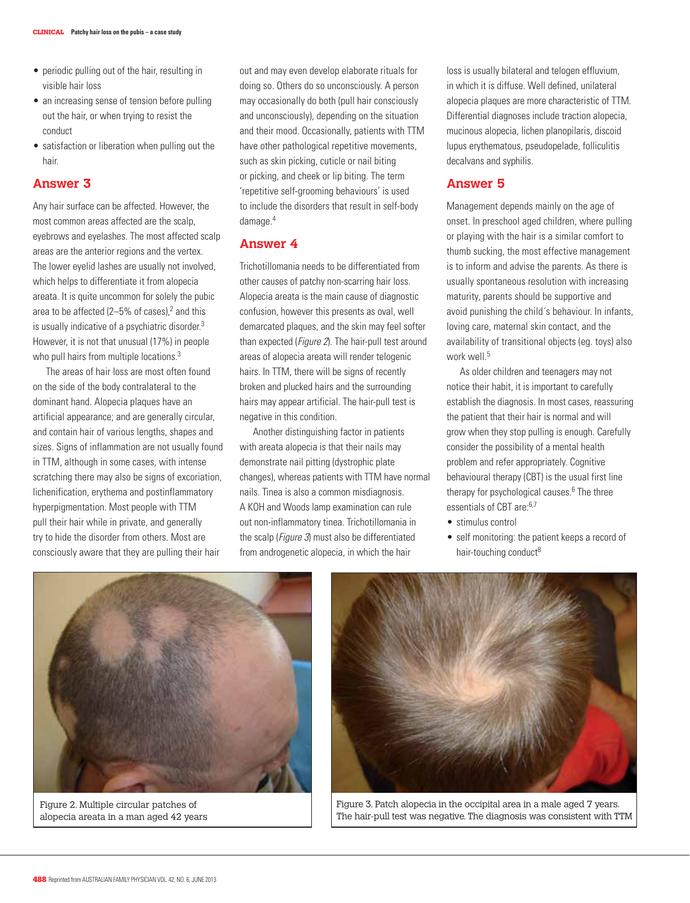- periodic pulling out of the hair, resulting in visible hair loss
- an increasing sense of tension before pulling out the hair, or when trying to resist the conduct
- satisfaction or liberation when pulling out the hair.

## Answer 3

Any hair surface can be affected. However, the most common areas affected are the scalp, eyebrows and eyelashes. The most affected scalp areas are the anterior regions and the vertex. The lower eyelid lashes are usually not involved, which helps to differentiate it from alopecia areata. It is quite uncommon for solely the pubic area to be affected (2–5% of cases),[2] and this is usually indicative of a psychiatric disorder.[3] However, it is not that unusual (17%) in people who pull hairs from multiple locations.[3]

The areas of hair loss are most often found on the side of the body contralateral to the dominant hand. Alopecia plaques have an artificial appearance; and are generally circular, and contain hair of various lengths, shapes and sizes. Signs of inflammation are not usually found in TTM, although in some cases, with intense scratching there may also be signs of excoriation, lichenification, erythema and postinflammatory hyperpigmentation. Most people with TTM pull their hair while in private, and generally try to hide the disorder from others. Most are consciously aware that they are pulling their hair out and may even develop elaborate rituals for doing so. Others do so unconsciously. A person may occasionally do both (pull hair consciously and unconsciously), depending on the situation and their mood. Occasionally, patients with TTM have other pathological repetitive movements, such as skin picking, cuticle or nail biting or picking, and cheek or lip biting. The term 'repetitive self-grooming behaviours' is used to include the disorders that result in self-body damage.[4]

## Answer 4

Trichotillomania needs to be differentiated from other causes of patchy non-scarring hair loss. Alopecia areata is the main cause of diagnostic confusion, however this presents as oval, well demarcated plaques, and the skin may feel softer than expected (*Figure 2*). The hair-pull test around areas of alopecia areata will render telogenic hairs. In TTM, there will be signs of recently broken and plucked hairs and the surrounding hairs may appear artificial. The hair-pull test is negative in this condition.

Another distinguishing factor in patients with areata alopecia is that their nails may demonstrate nail pitting (dystrophic plate changes), whereas patients with TTM have normal nails. Tinea is also a common misdiagnosis. A KOH and Woods lamp examination can rule out non-inflammatory tinea. Trichotillomania in the scalp (*Figure 3*) must also be differentiated from androgenetic alopecia, in which the hair loss is usually bilateral and telogen effluvium, in which it is diffuse. Well defined, unilateral alopecia plaques are more characteristic of TTM. Differential diagnoses include traction alopecia, mucinous alopecia, lichen planopilaris, discoid lupus erythematous, pseudopelade, folliculitis decalvans and syphilis.

## Answer 5

Management depends mainly on the age of onset. In preschool aged children, where pulling or playing with the hair is a similar comfort to thumb sucking, the most effective management is to inform and advise the parents. As there is usually spontaneous resolution with increasing maturity, parents should be supportive and avoid punishing the child´s behaviour. In infants, loving care, maternal skin contact, and the availability of transitional objects (eg. toys) also work well.[5]

As older children and teenagers may not notice their habit, it is important to carefully establish the diagnosis. In most cases, reassuring the patient that their hair is normal and will grow when they stop pulling is enough. Carefully consider the possibility of a mental health problem and refer appropriately. Cognitive behavioural therapy (CBT) is the usual first line therapy for psychological causes.[6] The three essentials of CBT are:[6,7]

- stimulus control
- self monitoring: the patient keeps a record of hair-touching conduct[8]

Figure 2. Multiple circular patches of alopecia areata in a man aged 42 years

Figure 3. Patch alopecia in the occipital area in a male aged 7 years. The hair-pull test was negative. The diagnosis was consistent with TTM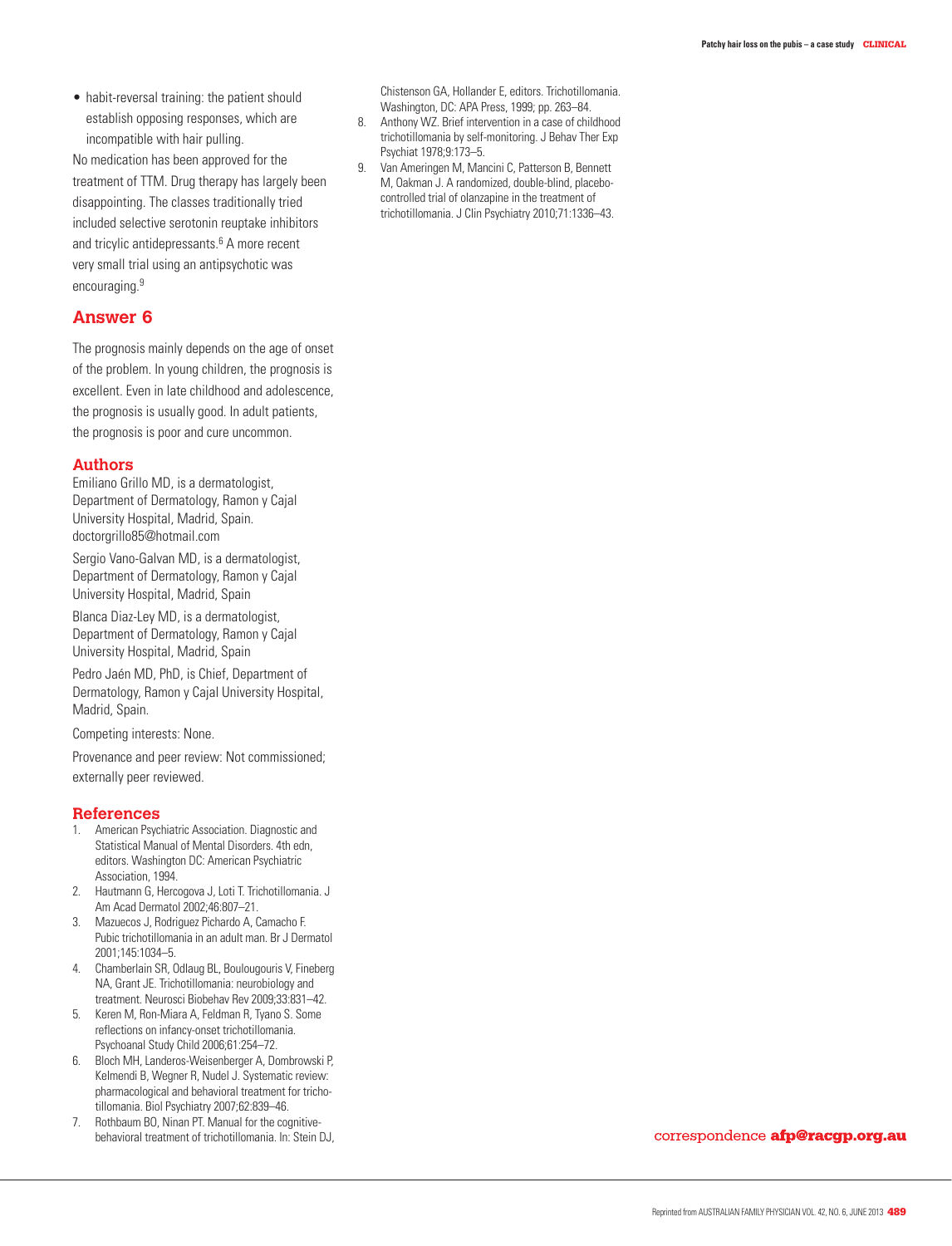- habit-reversal training: the patient should establish opposing responses, which are incompatible with hair pulling.

No medication has been approved for the treatment of TTM. Drug therapy has largely been disappointing. The classes traditionally tried included selective serotonin reuptake inhibitors and tricylic antidepressants.[6] A more recent very small trial using an antipsychotic was encouraging.[9]

## Answer 6

The prognosis mainly depends on the age of onset of the problem. In young children, the prognosis is excellent. Even in late childhood and adolescence, the prognosis is usually good. In adult patients, the prognosis is poor and cure uncommon.

## Authors

Emiliano Grillo MD, is a dermatologist, Department of Dermatology, Ramon y Cajal University Hospital, Madrid, Spain. doctorgrillo85@hotmail.com

Sergio Vano-Galvan MD, is a dermatologist, Department of Dermatology, Ramon y Cajal University Hospital, Madrid, Spain

Blanca Diaz-Ley MD, is a dermatologist, Department of Dermatology, Ramon y Cajal University Hospital, Madrid, Spain

Pedro Jaén MD, PhD, is Chief, Department of Dermatology, Ramon y Cajal University Hospital, Madrid, Spain.

Competing interests: None.

Provenance and peer review: Not commissioned; externally peer reviewed.

## References

1. American Psychiatric Association. Diagnostic and Statistical Manual of Mental Disorders. 4th edn, editors. Washington DC: American Psychiatric Association, 1994.
2. Hautmann G, Hercogova J, Loti T. Trichotillomania. J Am Acad Dermatol 2002;46:807–21.
3. Mazuecos J, Rodriguez Pichardo A, Camacho F. Pubic trichotillomania in an adult man. Br J Dermatol 2001;145:1034–5.
4. Chamberlain SR, Odlaug BL, Boulougouris V, Fineberg NA, Grant JE. Trichotillomania: neurobiology and treatment. Neurosci Biobehav Rev 2009;33:831–42.
5. Keren M, Ron-Miara A, Feldman R, Tyano S. Some reflections on infancy-onset trichotillomania. Psychoanal Study Child 2006;61:254–72.
6. Bloch MH, Landeros-Weisenberger A, Dombrowski P, Kelmendi B, Wegner R, Nudel J. Systematic review: pharmacological and behavioral treatment for trichotillomania. Biol Psychiatry 2007;62:839–46.
7. Rothbaum BO, Ninan PT. Manual for the cognitive-behavioral treatment of trichotillomania. In: Stein DJ, Chistenson GA, Hollander E, editors. Trichotillomania. Washington, DC: APA Press, 1999; pp. 263–84.
8. Anthony WZ. Brief intervention in a case of childhood trichotillomania by self-monitoring. J Behav Ther Exp Psychiat 1978;9:173–5.
9. Van Ameringen M, Mancini C, Patterson B, Bennett M, Oakman J. A randomized, double-blind, placebo-controlled trial of olanzapine in the treatment of trichotillomania. J Clin Psychiatry 2010;71:1336–43.

correspondence **afp@racgp.org.au**